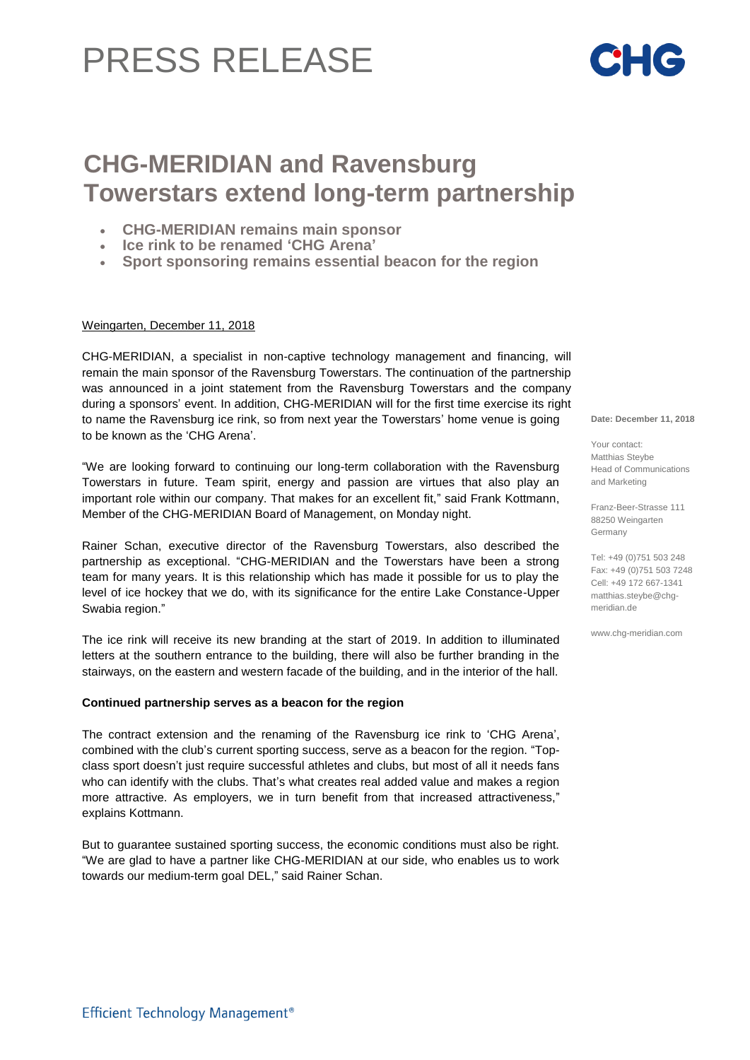# PRESS RELEASE

## CHG-MERIDIAN and Ravensburg Towerstars extend long-term partnership

- **CHG-MERIDIAN remains main sponsor**
- **Ice rink to be renamed 'CHG Arena'**
- **Sport sponsoring remains essential beacon for the region**

Weingarten, December 11, 2018

CHG-MERIDIAN, a specialist in non-captive technology management and financing, will remain the main sponsor of the Ravensburg Towerstars. The continuation of the partnership was announced in a joint statement from the Ravensburg Towerstars and the company during a sponsors' event. In addition, CHG-MERIDIAN will for the first time exercise its right to name the Ravensburg ice rink, so from next year the Towerstars' home venue is going to be known as the 'CHG Arena'.

"We are looking forward to continuing our long-term collaboration with the Ravensburg Towerstars in future. Team spirit, energy and passion are virtues that also play an important role within our company. That makes for an excellent fit," said Frank Kottmann, Member of the CHG-MERIDIAN Board of Management, on Monday night.

Rainer Schan, executive director of the Ravensburg Towerstars, also described the partnership as exceptional. "CHG-MERIDIAN and the Towerstars have been a strong team for many years. It is this relationship which has made it possible for us to play the level of ice hockey that we do, with its significance for the entire Lake Constance-Upper Swabia region."

The ice rink will receive its new branding at the start of 2019. In addition to illuminated letters at the southern entrance to the building, there will also be further branding in the stairways, on the eastern and western facade of the building, and in the interior of the hall.

**Continued partnership serves as a beacon for the region**

The contract extension and the renaming of the Ravensburg ice rink to 'CHG Arena', combined with the club's current sporting success, serve as a beacon for the region. "Top-class sport doesn't just require successful athletes and clubs, but most of all it needs fans who can identify with the clubs. That's what creates real added value and makes a region more attractive. As employers, we in turn benefit from that increased attractiveness," explains Kottmann.

But to guarantee sustained sporting success, the economic conditions must also be right. "We are glad to have a partner like CHG-MERIDIAN at our side, who enables us to work towards our medium-term goal DEL," said Rainer Schan.

**Date: December 11, 2018**

Your contact:
Matthias Steybe
Head of Communications and Marketing

Franz-Beer-Strasse 111
88250 Weingarten
Germany

Tel: +49 (0)751 503 248
Fax: +49 (0)751 503 7248
Cell: +49 172 667-1341
matthias.steybe@chg-meridian.de

www.chg-meridian.com

Efficient Technology Management®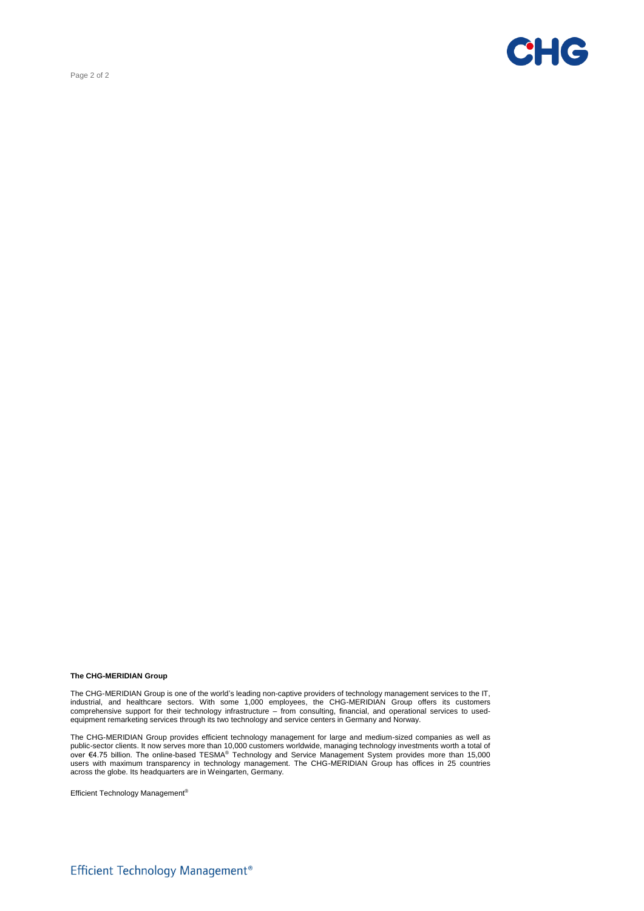**The CHG-MERIDIAN Group**

The CHG-MERIDIAN Group is one of the world's leading non-captive providers of technology management services to the IT, industrial, and healthcare sectors. With some 1,000 employees, the CHG-MERIDIAN Group offers its customers comprehensive support for their technology infrastructure – from consulting, financial, and operational services to used-equipment remarketing services through its two technology and service centers in Germany and Norway.

The CHG-MERIDIAN Group provides efficient technology management for large and medium-sized companies as well as public-sector clients. It now serves more than 10,000 customers worldwide, managing technology investments worth a total of over €4.75 billion. The online-based TESMA® Technology and Service Management System provides more than 15,000 users with maximum transparency in technology management. The CHG-MERIDIAN Group has offices in 25 countries across the globe. Its headquarters are in Weingarten, Germany.

Efficient Technology Management®